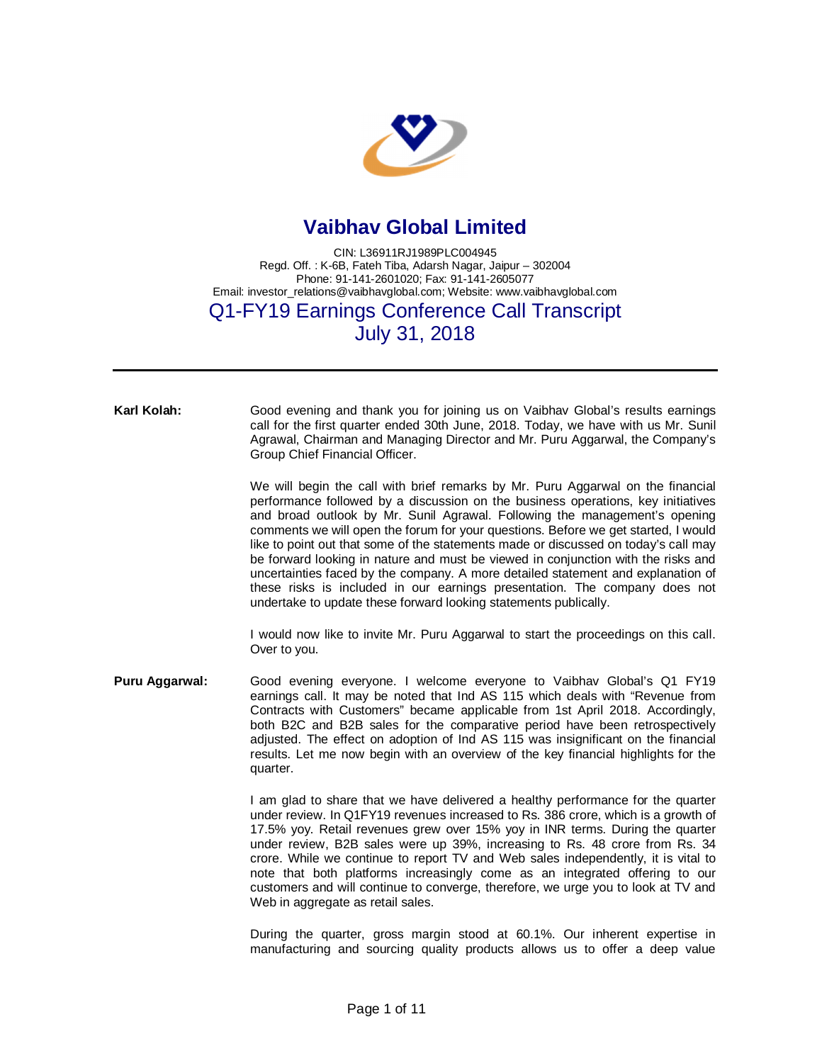# Vaibhav Global Limited

CIN: L36911RJ1989PLC004945
Regd. Off. : K-6B, Fateh Tiba, Adarsh Nagar, Jaipur – 302004
Phone: 91-141-2601020; Fax: 91-141-2605077
Email: investor_relations@vaibhavglobal.com; Website: www.vaibhavglobal.com

## Q1-FY19 Earnings Conference Call Transcript
## July 31, 2018

---

**Karl Kolah:** Good evening and thank you for joining us on Vaibhav Global's results earnings call for the first quarter ended 30th June, 2018. Today, we have with us Mr. Sunil Agrawal, Chairman and Managing Director and Mr. Puru Aggarwal, the Company's Group Chief Financial Officer.

We will begin the call with brief remarks by Mr. Puru Aggarwal on the financial performance followed by a discussion on the business operations, key initiatives and broad outlook by Mr. Sunil Agrawal. Following the management's opening comments we will open the forum for your questions. Before we get started, I would like to point out that some of the statements made or discussed on today's call may be forward looking in nature and must be viewed in conjunction with the risks and uncertainties faced by the company. A more detailed statement and explanation of these risks is included in our earnings presentation. The company does not undertake to update these forward looking statements publically.

I would now like to invite Mr. Puru Aggarwal to start the proceedings on this call. Over to you.

**Puru Aggarwal:** Good evening everyone. I welcome everyone to Vaibhav Global's Q1 FY19 earnings call. It may be noted that Ind AS 115 which deals with "Revenue from Contracts with Customers" became applicable from 1st April 2018. Accordingly, both B2C and B2B sales for the comparative period have been retrospectively adjusted. The effect on adoption of Ind AS 115 was insignificant on the financial results. Let me now begin with an overview of the key financial highlights for the quarter.

I am glad to share that we have delivered a healthy performance for the quarter under review. In Q1FY19 revenues increased to Rs. 386 crore, which is a growth of 17.5% yoy. Retail revenues grew over 15% yoy in INR terms. During the quarter under review, B2B sales were up 39%, increasing to Rs. 48 crore from Rs. 34 crore. While we continue to report TV and Web sales independently, it is vital to note that both platforms increasingly come as an integrated offering to our customers and will continue to converge, therefore, we urge you to look at TV and Web in aggregate as retail sales.

During the quarter, gross margin stood at 60.1%. Our inherent expertise in manufacturing and sourcing quality products allows us to offer a deep value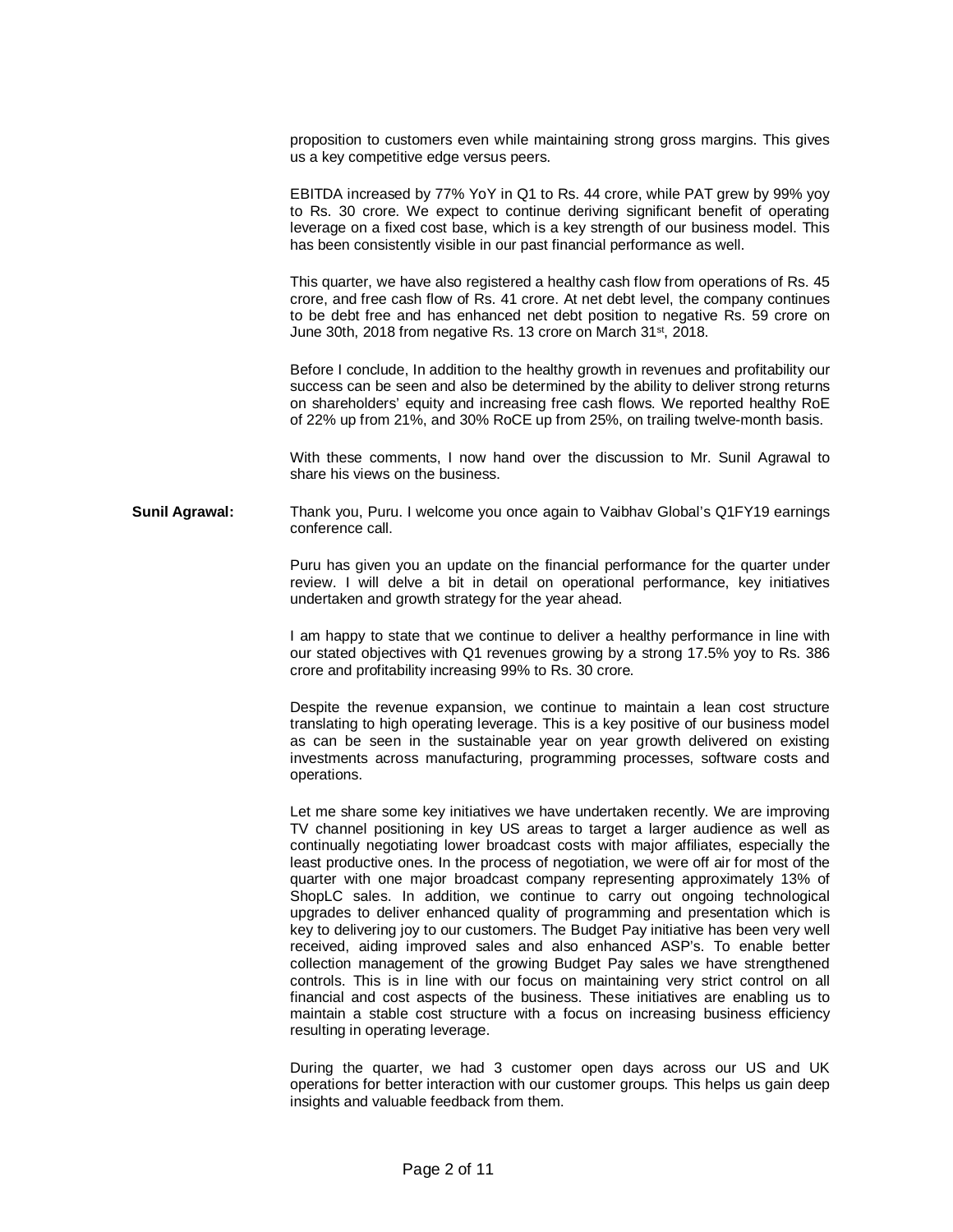proposition to customers even while maintaining strong gross margins. This gives us a key competitive edge versus peers.

EBITDA increased by 77% YoY in Q1 to Rs. 44 crore, while PAT grew by 99% yoy to Rs. 30 crore. We expect to continue deriving significant benefit of operating leverage on a fixed cost base, which is a key strength of our business model. This has been consistently visible in our past financial performance as well.

This quarter, we have also registered a healthy cash flow from operations of Rs. 45 crore, and free cash flow of Rs. 41 crore. At net debt level, the company continues to be debt free and has enhanced net debt position to negative Rs. 59 crore on June 30th, 2018 from negative Rs. 13 crore on March 31st, 2018.

Before I conclude, In addition to the healthy growth in revenues and profitability our success can be seen and also be determined by the ability to deliver strong returns on shareholders' equity and increasing free cash flows. We reported healthy RoE of 22% up from 21%, and 30% RoCE up from 25%, on trailing twelve-month basis.

With these comments, I now hand over the discussion to Mr. Sunil Agrawal to share his views on the business.

**Sunil Agrawal:** Thank you, Puru. I welcome you once again to Vaibhav Global's Q1FY19 earnings conference call.

Puru has given you an update on the financial performance for the quarter under review. I will delve a bit in detail on operational performance, key initiatives undertaken and growth strategy for the year ahead.

I am happy to state that we continue to deliver a healthy performance in line with our stated objectives with Q1 revenues growing by a strong 17.5% yoy to Rs. 386 crore and profitability increasing 99% to Rs. 30 crore.

Despite the revenue expansion, we continue to maintain a lean cost structure translating to high operating leverage. This is a key positive of our business model as can be seen in the sustainable year on year growth delivered on existing investments across manufacturing, programming processes, software costs and operations.

Let me share some key initiatives we have undertaken recently. We are improving TV channel positioning in key US areas to target a larger audience as well as continually negotiating lower broadcast costs with major affiliates, especially the least productive ones. In the process of negotiation, we were off air for most of the quarter with one major broadcast company representing approximately 13% of ShopLC sales. In addition, we continue to carry out ongoing technological upgrades to deliver enhanced quality of programming and presentation which is key to delivering joy to our customers. The Budget Pay initiative has been very well received, aiding improved sales and also enhanced ASP's. To enable better collection management of the growing Budget Pay sales we have strengthened controls. This is in line with our focus on maintaining very strict control on all financial and cost aspects of the business. These initiatives are enabling us to maintain a stable cost structure with a focus on increasing business efficiency resulting in operating leverage.

During the quarter, we had 3 customer open days across our US and UK operations for better interaction with our customer groups. This helps us gain deep insights and valuable feedback from them.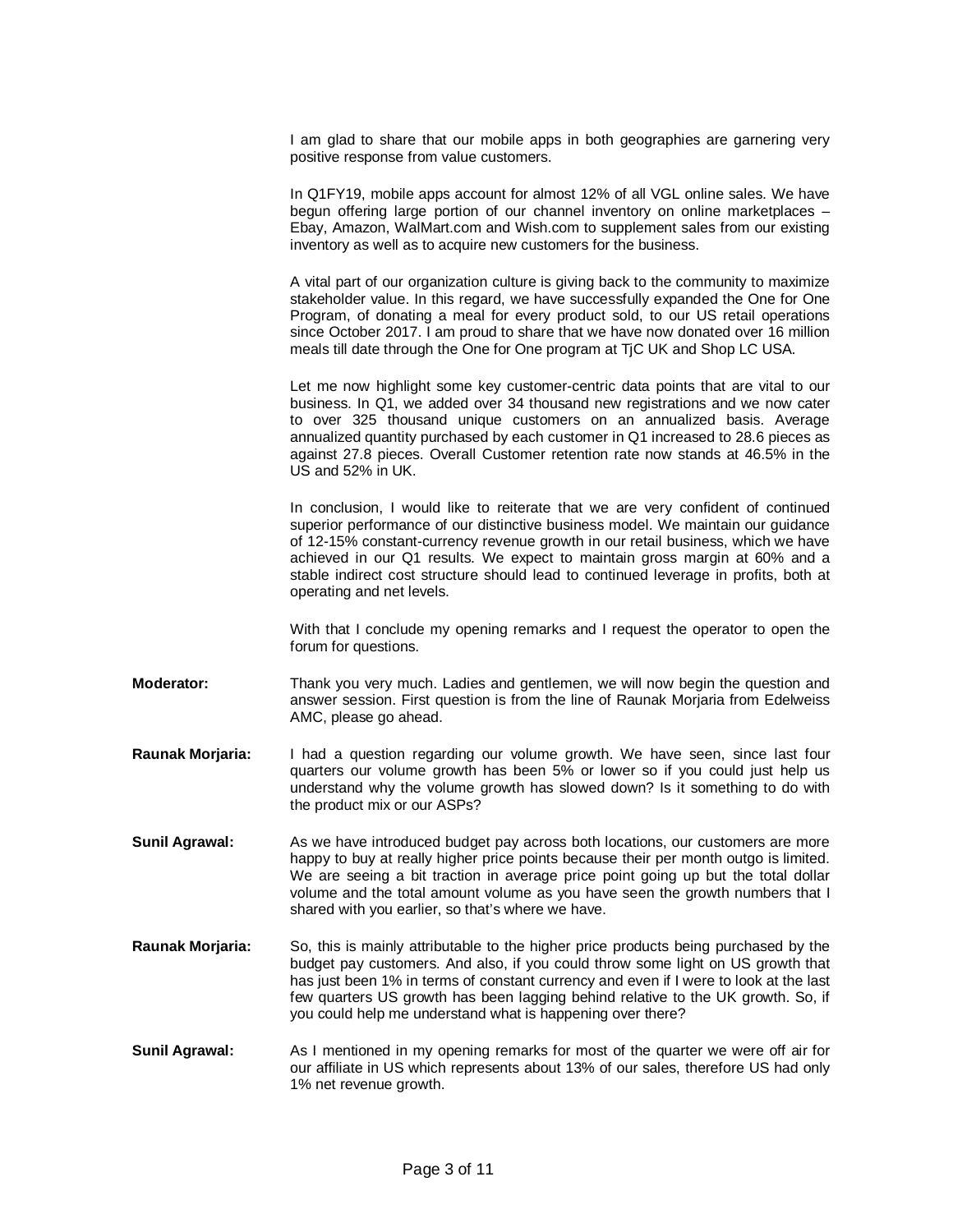I am glad to share that our mobile apps in both geographies are garnering very positive response from value customers.

In Q1FY19, mobile apps account for almost 12% of all VGL online sales. We have begun offering large portion of our channel inventory on online marketplaces – Ebay, Amazon, WalMart.com and Wish.com to supplement sales from our existing inventory as well as to acquire new customers for the business.

A vital part of our organization culture is giving back to the community to maximize stakeholder value. In this regard, we have successfully expanded the One for One Program, of donating a meal for every product sold, to our US retail operations since October 2017. I am proud to share that we have now donated over 16 million meals till date through the One for One program at TjC UK and Shop LC USA.

Let me now highlight some key customer-centric data points that are vital to our business. In Q1, we added over 34 thousand new registrations and we now cater to over 325 thousand unique customers on an annualized basis. Average annualized quantity purchased by each customer in Q1 increased to 28.6 pieces as against 27.8 pieces. Overall Customer retention rate now stands at 46.5% in the US and 52% in UK.

In conclusion, I would like to reiterate that we are very confident of continued superior performance of our distinctive business model. We maintain our guidance of 12-15% constant-currency revenue growth in our retail business, which we have achieved in our Q1 results. We expect to maintain gross margin at 60% and a stable indirect cost structure should lead to continued leverage in profits, both at operating and net levels.

With that I conclude my opening remarks and I request the operator to open the forum for questions.

**Moderator:** Thank you very much. Ladies and gentlemen, we will now begin the question and answer session. First question is from the line of Raunak Morjaria from Edelweiss AMC, please go ahead.

**Raunak Morjaria:** I had a question regarding our volume growth. We have seen, since last four quarters our volume growth has been 5% or lower so if you could just help us understand why the volume growth has slowed down? Is it something to do with the product mix or our ASPs?

**Sunil Agrawal:** As we have introduced budget pay across both locations, our customers are more happy to buy at really higher price points because their per month outgo is limited. We are seeing a bit traction in average price point going up but the total dollar volume and the total amount volume as you have seen the growth numbers that I shared with you earlier, so that's where we have.

**Raunak Morjaria:** So, this is mainly attributable to the higher price products being purchased by the budget pay customers. And also, if you could throw some light on US growth that has just been 1% in terms of constant currency and even if I were to look at the last few quarters US growth has been lagging behind relative to the UK growth. So, if you could help me understand what is happening over there?

**Sunil Agrawal:** As I mentioned in my opening remarks for most of the quarter we were off air for our affiliate in US which represents about 13% of our sales, therefore US had only 1% net revenue growth.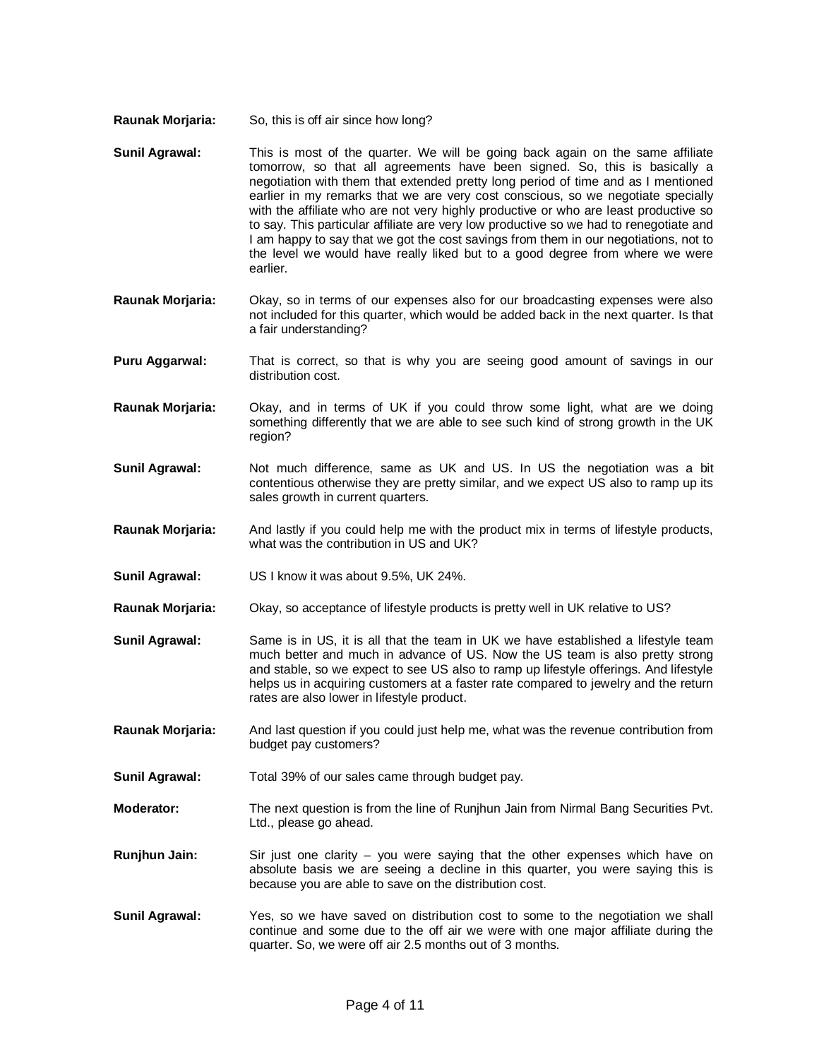**Raunak Morjaria:** So, this is off air since how long?

**Sunil Agrawal:** This is most of the quarter. We will be going back again on the same affiliate tomorrow, so that all agreements have been signed. So, this is basically a negotiation with them that extended pretty long period of time and as I mentioned earlier in my remarks that we are very cost conscious, so we negotiate specially with the affiliate who are not very highly productive or who are least productive so to say. This particular affiliate are very low productive so we had to renegotiate and I am happy to say that we got the cost savings from them in our negotiations, not to the level we would have really liked but to a good degree from where we were earlier.

**Raunak Morjaria:** Okay, so in terms of our expenses also for our broadcasting expenses were also not included for this quarter, which would be added back in the next quarter. Is that a fair understanding?

**Puru Aggarwal:** That is correct, so that is why you are seeing good amount of savings in our distribution cost.

**Raunak Morjaria:** Okay, and in terms of UK if you could throw some light, what are we doing something differently that we are able to see such kind of strong growth in the UK region?

**Sunil Agrawal:** Not much difference, same as UK and US. In US the negotiation was a bit contentious otherwise they are pretty similar, and we expect US also to ramp up its sales growth in current quarters.

**Raunak Morjaria:** And lastly if you could help me with the product mix in terms of lifestyle products, what was the contribution in US and UK?

**Sunil Agrawal:** US I know it was about 9.5%, UK 24%.

**Raunak Morjaria:** Okay, so acceptance of lifestyle products is pretty well in UK relative to US?

**Sunil Agrawal:** Same is in US, it is all that the team in UK we have established a lifestyle team much better and much in advance of US. Now the US team is also pretty strong and stable, so we expect to see US also to ramp up lifestyle offerings. And lifestyle helps us in acquiring customers at a faster rate compared to jewelry and the return rates are also lower in lifestyle product.

**Raunak Morjaria:** And last question if you could just help me, what was the revenue contribution from budget pay customers?

**Sunil Agrawal:** Total 39% of our sales came through budget pay.

**Moderator:** The next question is from the line of Runjhun Jain from Nirmal Bang Securities Pvt. Ltd., please go ahead.

**Runjhun Jain:** Sir just one clarity – you were saying that the other expenses which have on absolute basis we are seeing a decline in this quarter, you were saying this is because you are able to save on the distribution cost.

**Sunil Agrawal:** Yes, so we have saved on distribution cost to some to the negotiation we shall continue and some due to the off air we were with one major affiliate during the quarter. So, we were off air 2.5 months out of 3 months.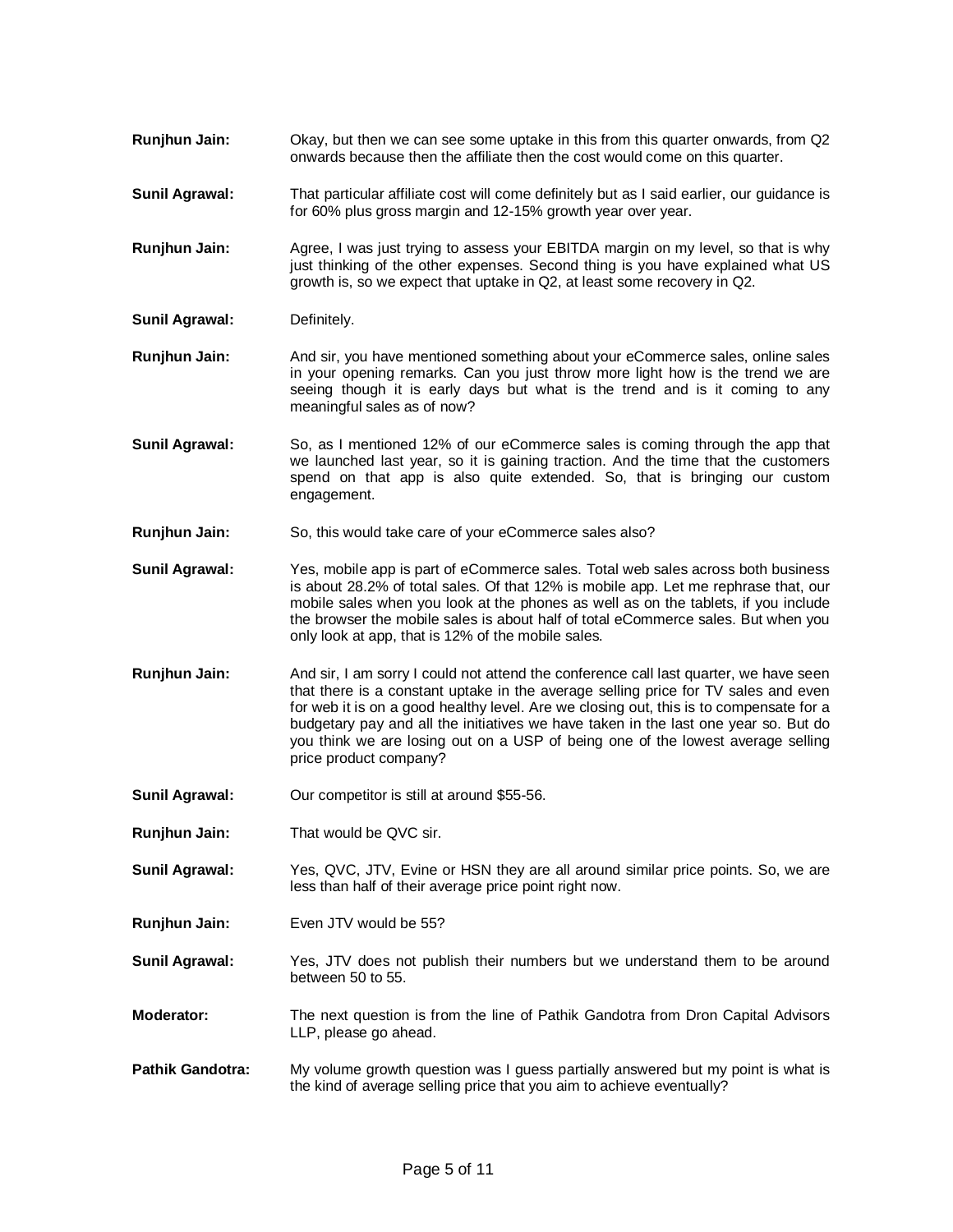**Runjhun Jain:** Okay, but then we can see some uptake in this from this quarter onwards, from Q2 onwards because then the affiliate then the cost would come on this quarter.

**Sunil Agrawal:** That particular affiliate cost will come definitely but as I said earlier, our guidance is for 60% plus gross margin and 12-15% growth year over year.

**Runjhun Jain:** Agree, I was just trying to assess your EBITDA margin on my level, so that is why just thinking of the other expenses. Second thing is you have explained what US growth is, so we expect that uptake in Q2, at least some recovery in Q2.

**Sunil Agrawal:** Definitely.

**Runjhun Jain:** And sir, you have mentioned something about your eCommerce sales, online sales in your opening remarks. Can you just throw more light how is the trend we are seeing though it is early days but what is the trend and is it coming to any meaningful sales as of now?

**Sunil Agrawal:** So, as I mentioned 12% of our eCommerce sales is coming through the app that we launched last year, so it is gaining traction. And the time that the customers spend on that app is also quite extended. So, that is bringing our custom engagement.

**Runjhun Jain:** So, this would take care of your eCommerce sales also?

**Sunil Agrawal:** Yes, mobile app is part of eCommerce sales. Total web sales across both business is about 28.2% of total sales. Of that 12% is mobile app. Let me rephrase that, our mobile sales when you look at the phones as well as on the tablets, if you include the browser the mobile sales is about half of total eCommerce sales. But when you only look at app, that is 12% of the mobile sales.

**Runjhun Jain:** And sir, I am sorry I could not attend the conference call last quarter, we have seen that there is a constant uptake in the average selling price for TV sales and even for web it is on a good healthy level. Are we closing out, this is to compensate for a budgetary pay and all the initiatives we have taken in the last one year so. But do you think we are losing out on a USP of being one of the lowest average selling price product company?

**Sunil Agrawal:** Our competitor is still at around $55-56.

**Runjhun Jain:** That would be QVC sir.

**Sunil Agrawal:** Yes, QVC, JTV, Evine or HSN they are all around similar price points. So, we are less than half of their average price point right now.

**Runjhun Jain:** Even JTV would be 55?

**Sunil Agrawal:** Yes, JTV does not publish their numbers but we understand them to be around between 50 to 55.

**Moderator:** The next question is from the line of Pathik Gandotra from Dron Capital Advisors LLP, please go ahead.

**Pathik Gandotra:** My volume growth question was I guess partially answered but my point is what is the kind of average selling price that you aim to achieve eventually?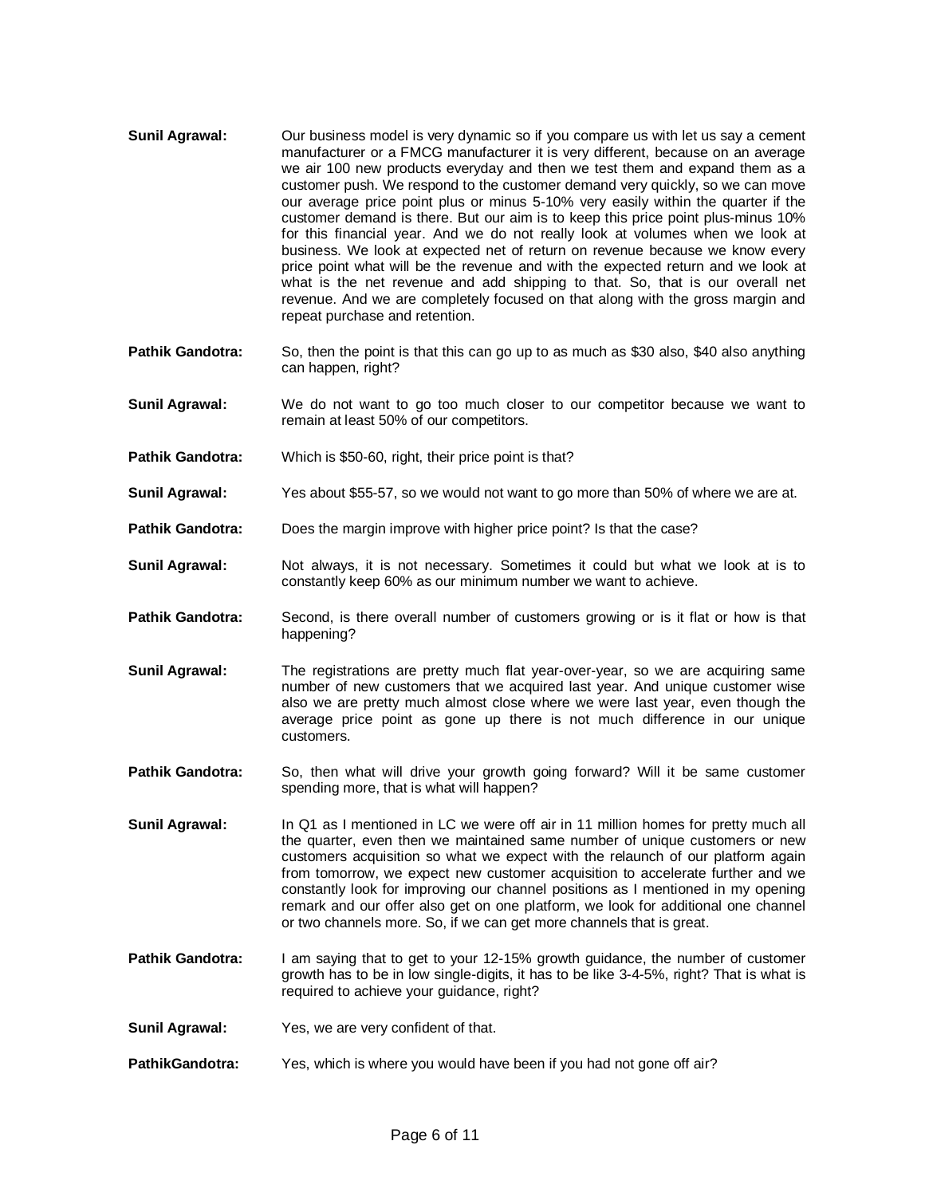**Sunil Agrawal:** Our business model is very dynamic so if you compare us with let us say a cement manufacturer or a FMCG manufacturer it is very different, because on an average we air 100 new products everyday and then we test them and expand them as a customer push. We respond to the customer demand very quickly, so we can move our average price point plus or minus 5-10% very easily within the quarter if the customer demand is there. But our aim is to keep this price point plus-minus 10% for this financial year. And we do not really look at volumes when we look at business. We look at expected net of return on revenue because we know every price point what will be the revenue and with the expected return and we look at what is the net revenue and add shipping to that. So, that is our overall net revenue. And we are completely focused on that along with the gross margin and repeat purchase and retention.

**Pathik Gandotra:** So, then the point is that this can go up to as much as $30 also, $40 also anything can happen, right?

**Sunil Agrawal:** We do not want to go too much closer to our competitor because we want to remain at least 50% of our competitors.

**Pathik Gandotra:** Which is $50-60, right, their price point is that?

**Sunil Agrawal:** Yes about $55-57, so we would not want to go more than 50% of where we are at.

**Pathik Gandotra:** Does the margin improve with higher price point? Is that the case?

**Sunil Agrawal:** Not always, it is not necessary. Sometimes it could but what we look at is to constantly keep 60% as our minimum number we want to achieve.

**Pathik Gandotra:** Second, is there overall number of customers growing or is it flat or how is that happening?

**Sunil Agrawal:** The registrations are pretty much flat year-over-year, so we are acquiring same number of new customers that we acquired last year. And unique customer wise also we are pretty much almost close where we were last year, even though the average price point as gone up there is not much difference in our unique customers.

**Pathik Gandotra:** So, then what will drive your growth going forward? Will it be same customer spending more, that is what will happen?

**Sunil Agrawal:** In Q1 as I mentioned in LC we were off air in 11 million homes for pretty much all the quarter, even then we maintained same number of unique customers or new customers acquisition so what we expect with the relaunch of our platform again from tomorrow, we expect new customer acquisition to accelerate further and we constantly look for improving our channel positions as I mentioned in my opening remark and our offer also get on one platform, we look for additional one channel or two channels more. So, if we can get more channels that is great.

**Pathik Gandotra:** I am saying that to get to your 12-15% growth guidance, the number of customer growth has to be in low single-digits, it has to be like 3-4-5%, right? That is what is required to achieve your guidance, right?

**Sunil Agrawal:** Yes, we are very confident of that.

**PathikGandotra:** Yes, which is where you would have been if you had not gone off air?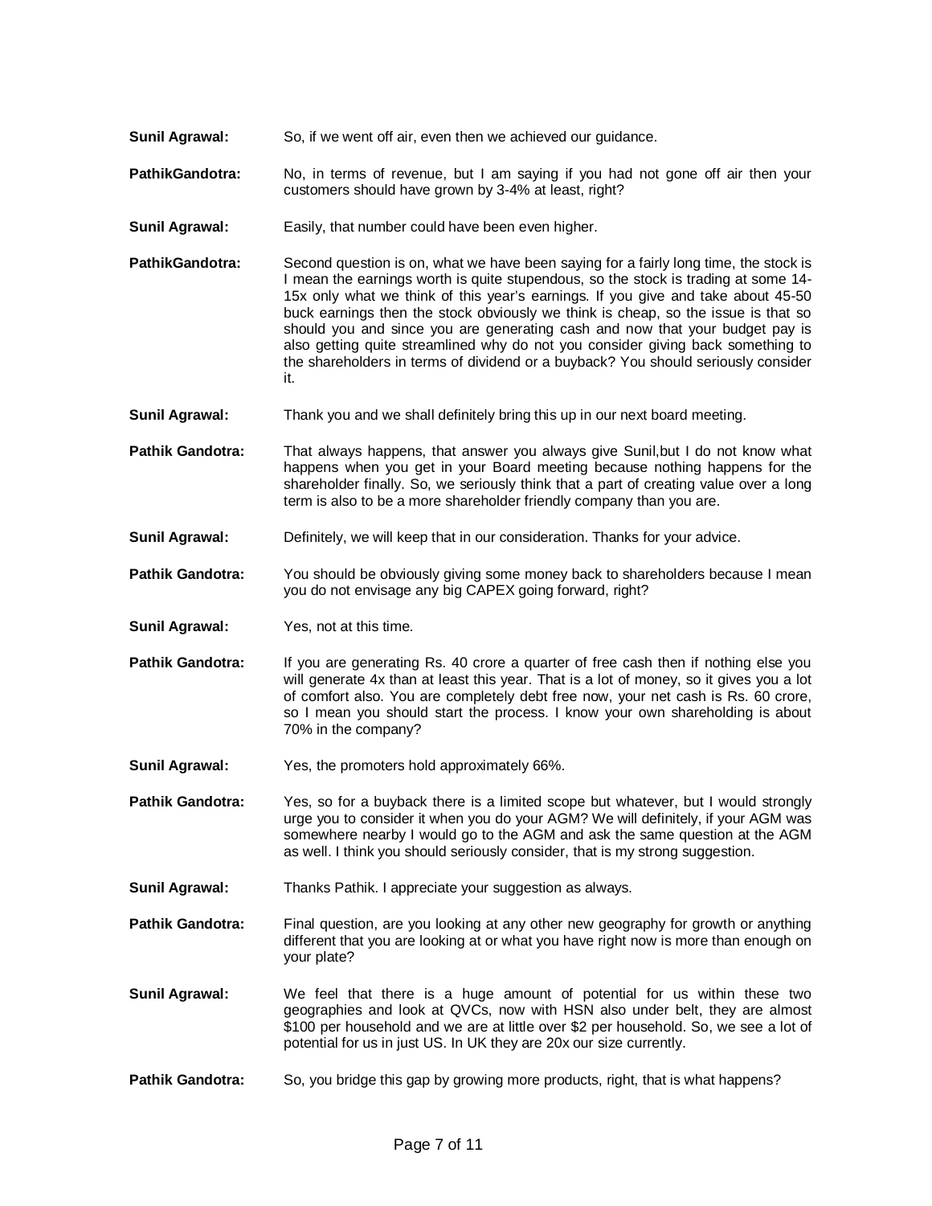**Sunil Agrawal:** So, if we went off air, even then we achieved our guidance.

**PathikGandotra:** No, in terms of revenue, but I am saying if you had not gone off air then your customers should have grown by 3-4% at least, right?

**Sunil Agrawal:** Easily, that number could have been even higher.

**PathikGandotra:** Second question is on, what we have been saying for a fairly long time, the stock is I mean the earnings worth is quite stupendous, so the stock is trading at some 14-15x only what we think of this year's earnings. If you give and take about 45-50 buck earnings then the stock obviously we think is cheap, so the issue is that so should you and since you are generating cash and now that your budget pay is also getting quite streamlined why do not you consider giving back something to the shareholders in terms of dividend or a buyback? You should seriously consider it.

**Sunil Agrawal:** Thank you and we shall definitely bring this up in our next board meeting.

**Pathik Gandotra:** That always happens, that answer you always give Sunil,but I do not know what happens when you get in your Board meeting because nothing happens for the shareholder finally. So, we seriously think that a part of creating value over a long term is also to be a more shareholder friendly company than you are.

**Sunil Agrawal:** Definitely, we will keep that in our consideration. Thanks for your advice.

**Pathik Gandotra:** You should be obviously giving some money back to shareholders because I mean you do not envisage any big CAPEX going forward, right?

**Sunil Agrawal:** Yes, not at this time.

**Pathik Gandotra:** If you are generating Rs. 40 crore a quarter of free cash then if nothing else you will generate 4x than at least this year. That is a lot of money, so it gives you a lot of comfort also. You are completely debt free now, your net cash is Rs. 60 crore, so I mean you should start the process. I know your own shareholding is about 70% in the company?

**Sunil Agrawal:** Yes, the promoters hold approximately 66%.

**Pathik Gandotra:** Yes, so for a buyback there is a limited scope but whatever, but I would strongly urge you to consider it when you do your AGM? We will definitely, if your AGM was somewhere nearby I would go to the AGM and ask the same question at the AGM as well. I think you should seriously consider, that is my strong suggestion.

**Sunil Agrawal:** Thanks Pathik. I appreciate your suggestion as always.

**Pathik Gandotra:** Final question, are you looking at any other new geography for growth or anything different that you are looking at or what you have right now is more than enough on your plate?

**Sunil Agrawal:** We feel that there is a huge amount of potential for us within these two geographies and look at QVCs, now with HSN also under belt, they are almost $100 per household and we are at little over $2 per household. So, we see a lot of potential for us in just US. In UK they are 20x our size currently.

**Pathik Gandotra:** So, you bridge this gap by growing more products, right, that is what happens?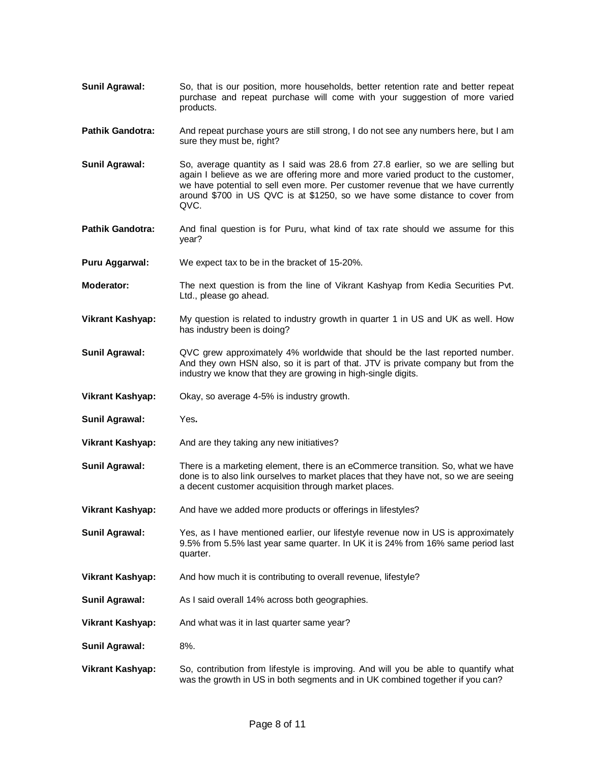**Sunil Agrawal:** So, that is our position, more households, better retention rate and better repeat purchase and repeat purchase will come with your suggestion of more varied products.

**Pathik Gandotra:** And repeat purchase yours are still strong, I do not see any numbers here, but I am sure they must be, right?

**Sunil Agrawal:** So, average quantity as I said was 28.6 from 27.8 earlier, so we are selling but again I believe as we are offering more and more varied product to the customer, we have potential to sell even more. Per customer revenue that we have currently around $700 in US QVC is at $1250, so we have some distance to cover from QVC.

**Pathik Gandotra:** And final question is for Puru, what kind of tax rate should we assume for this year?

**Puru Aggarwal:** We expect tax to be in the bracket of 15-20%.

**Moderator:** The next question is from the line of Vikrant Kashyap from Kedia Securities Pvt. Ltd., please go ahead.

**Vikrant Kashyap:** My question is related to industry growth in quarter 1 in US and UK as well. How has industry been is doing?

**Sunil Agrawal:** QVC grew approximately 4% worldwide that should be the last reported number. And they own HSN also, so it is part of that. JTV is private company but from the industry we know that they are growing in high-single digits.

**Vikrant Kashyap:** Okay, so average 4-5% is industry growth.

**Sunil Agrawal:** Yes**.**

**Vikrant Kashyap:** And are they taking any new initiatives?

**Sunil Agrawal:** There is a marketing element, there is an eCommerce transition. So, what we have done is to also link ourselves to market places that they have not, so we are seeing a decent customer acquisition through market places.

**Vikrant Kashyap:** And have we added more products or offerings in lifestyles?

**Sunil Agrawal:** Yes, as I have mentioned earlier, our lifestyle revenue now in US is approximately 9.5% from 5.5% last year same quarter. In UK it is 24% from 16% same period last quarter.

**Vikrant Kashyap:** And how much it is contributing to overall revenue, lifestyle?

**Sunil Agrawal:** As I said overall 14% across both geographies.

**Vikrant Kashyap:** And what was it in last quarter same year?

**Sunil Agrawal:** 8%.

**Vikrant Kashyap:** So, contribution from lifestyle is improving. And will you be able to quantify what was the growth in US in both segments and in UK combined together if you can?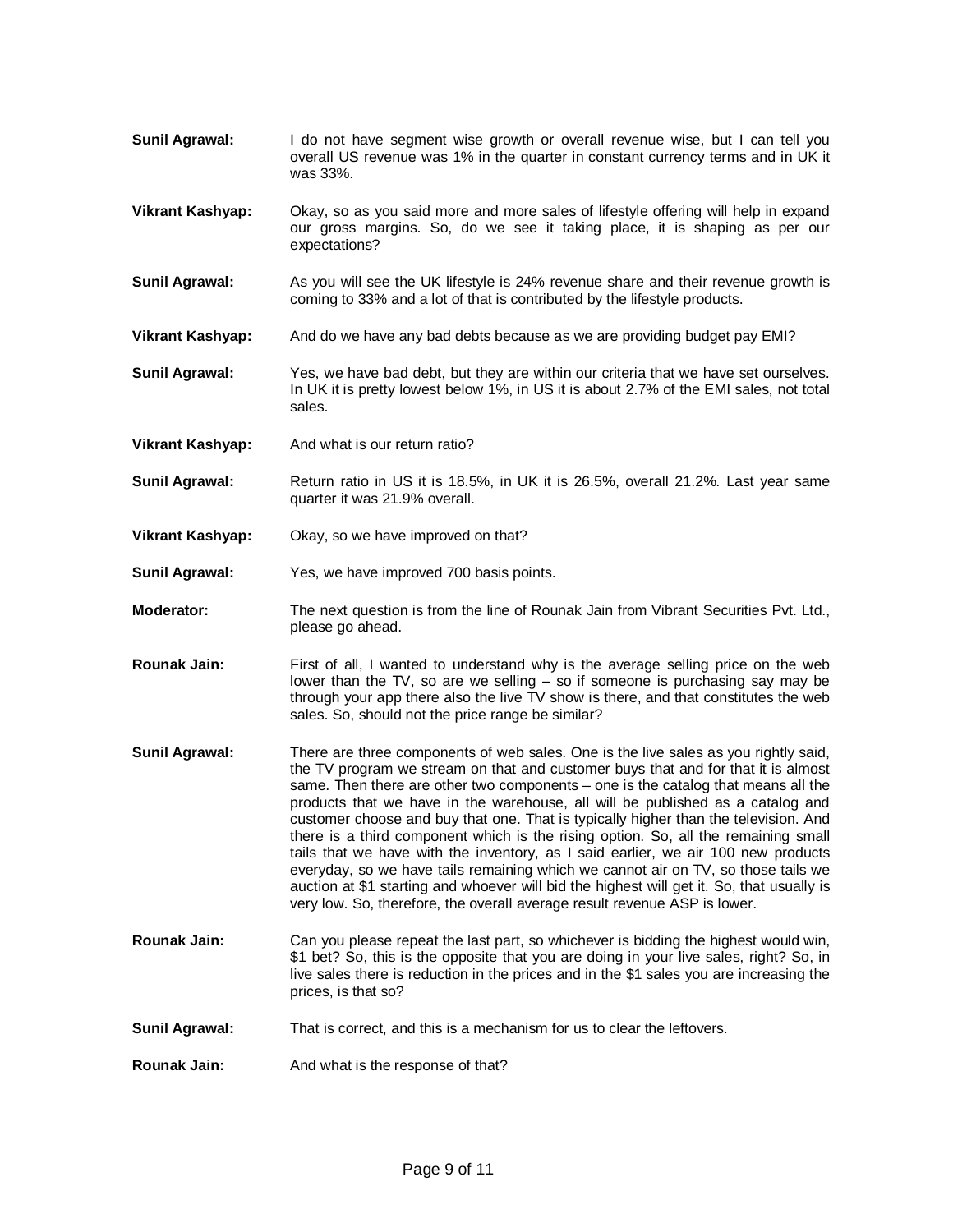**Sunil Agrawal:** I do not have segment wise growth or overall revenue wise, but I can tell you overall US revenue was 1% in the quarter in constant currency terms and in UK it was 33%.

**Vikrant Kashyap:** Okay, so as you said more and more sales of lifestyle offering will help in expand our gross margins. So, do we see it taking place, it is shaping as per our expectations?

**Sunil Agrawal:** As you will see the UK lifestyle is 24% revenue share and their revenue growth is coming to 33% and a lot of that is contributed by the lifestyle products.

**Vikrant Kashyap:** And do we have any bad debts because as we are providing budget pay EMI?

**Sunil Agrawal:** Yes, we have bad debt, but they are within our criteria that we have set ourselves. In UK it is pretty lowest below 1%, in US it is about 2.7% of the EMI sales, not total sales.

**Vikrant Kashyap:** And what is our return ratio?

**Sunil Agrawal:** Return ratio in US it is 18.5%, in UK it is 26.5%, overall 21.2%. Last year same quarter it was 21.9% overall.

**Vikrant Kashyap:** Okay, so we have improved on that?

**Sunil Agrawal:** Yes, we have improved 700 basis points.

**Moderator:** The next question is from the line of Rounak Jain from Vibrant Securities Pvt. Ltd., please go ahead.

**Rounak Jain:** First of all, I wanted to understand why is the average selling price on the web lower than the TV, so are we selling – so if someone is purchasing say may be through your app there also the live TV show is there, and that constitutes the web sales. So, should not the price range be similar?

**Sunil Agrawal:** There are three components of web sales. One is the live sales as you rightly said, the TV program we stream on that and customer buys that and for that it is almost same. Then there are other two components – one is the catalog that means all the products that we have in the warehouse, all will be published as a catalog and customer choose and buy that one. That is typically higher than the television. And there is a third component which is the rising option. So, all the remaining small tails that we have with the inventory, as I said earlier, we air 100 new products everyday, so we have tails remaining which we cannot air on TV, so those tails we auction at $1 starting and whoever will bid the highest will get it. So, that usually is very low. So, therefore, the overall average result revenue ASP is lower.

**Rounak Jain:** Can you please repeat the last part, so whichever is bidding the highest would win, $1 bet? So, this is the opposite that you are doing in your live sales, right? So, in live sales there is reduction in the prices and in the $1 sales you are increasing the prices, is that so?

**Sunil Agrawal:** That is correct, and this is a mechanism for us to clear the leftovers.

**Rounak Jain:** And what is the response of that?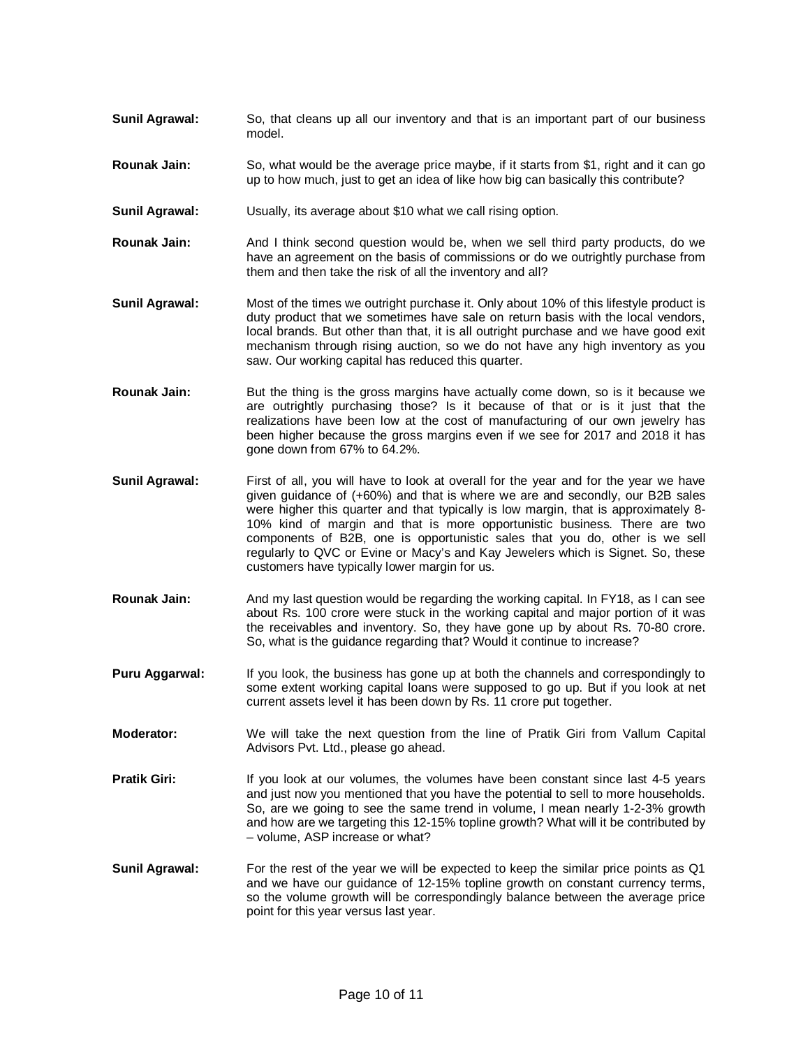**Sunil Agrawal:** So, that cleans up all our inventory and that is an important part of our business model.

**Rounak Jain:** So, what would be the average price maybe, if it starts from $1, right and it can go up to how much, just to get an idea of like how big can basically this contribute?

**Sunil Agrawal:** Usually, its average about $10 what we call rising option.

**Rounak Jain:** And I think second question would be, when we sell third party products, do we have an agreement on the basis of commissions or do we outrightly purchase from them and then take the risk of all the inventory and all?

**Sunil Agrawal:** Most of the times we outright purchase it. Only about 10% of this lifestyle product is duty product that we sometimes have sale on return basis with the local vendors, local brands. But other than that, it is all outright purchase and we have good exit mechanism through rising auction, so we do not have any high inventory as you saw. Our working capital has reduced this quarter.

**Rounak Jain:** But the thing is the gross margins have actually come down, so is it because we are outrightly purchasing those? Is it because of that or is it just that the realizations have been low at the cost of manufacturing of our own jewelry has been higher because the gross margins even if we see for 2017 and 2018 it has gone down from 67% to 64.2%.

**Sunil Agrawal:** First of all, you will have to look at overall for the year and for the year we have given guidance of (+60%) and that is where we are and secondly, our B2B sales were higher this quarter and that typically is low margin, that is approximately 8-10% kind of margin and that is more opportunistic business. There are two components of B2B, one is opportunistic sales that you do, other is we sell regularly to QVC or Evine or Macy's and Kay Jewelers which is Signet. So, these customers have typically lower margin for us.

**Rounak Jain:** And my last question would be regarding the working capital. In FY18, as I can see about Rs. 100 crore were stuck in the working capital and major portion of it was the receivables and inventory. So, they have gone up by about Rs. 70-80 crore. So, what is the guidance regarding that? Would it continue to increase?

**Puru Aggarwal:** If you look, the business has gone up at both the channels and correspondingly to some extent working capital loans were supposed to go up. But if you look at net current assets level it has been down by Rs. 11 crore put together.

**Moderator:** We will take the next question from the line of Pratik Giri from Vallum Capital Advisors Pvt. Ltd., please go ahead.

**Pratik Giri:** If you look at our volumes, the volumes have been constant since last 4-5 years and just now you mentioned that you have the potential to sell to more households. So, are we going to see the same trend in volume, I mean nearly 1-2-3% growth and how are we targeting this 12-15% topline growth? What will it be contributed by – volume, ASP increase or what?

**Sunil Agrawal:** For the rest of the year we will be expected to keep the similar price points as Q1 and we have our guidance of 12-15% topline growth on constant currency terms, so the volume growth will be correspondingly balance between the average price point for this year versus last year.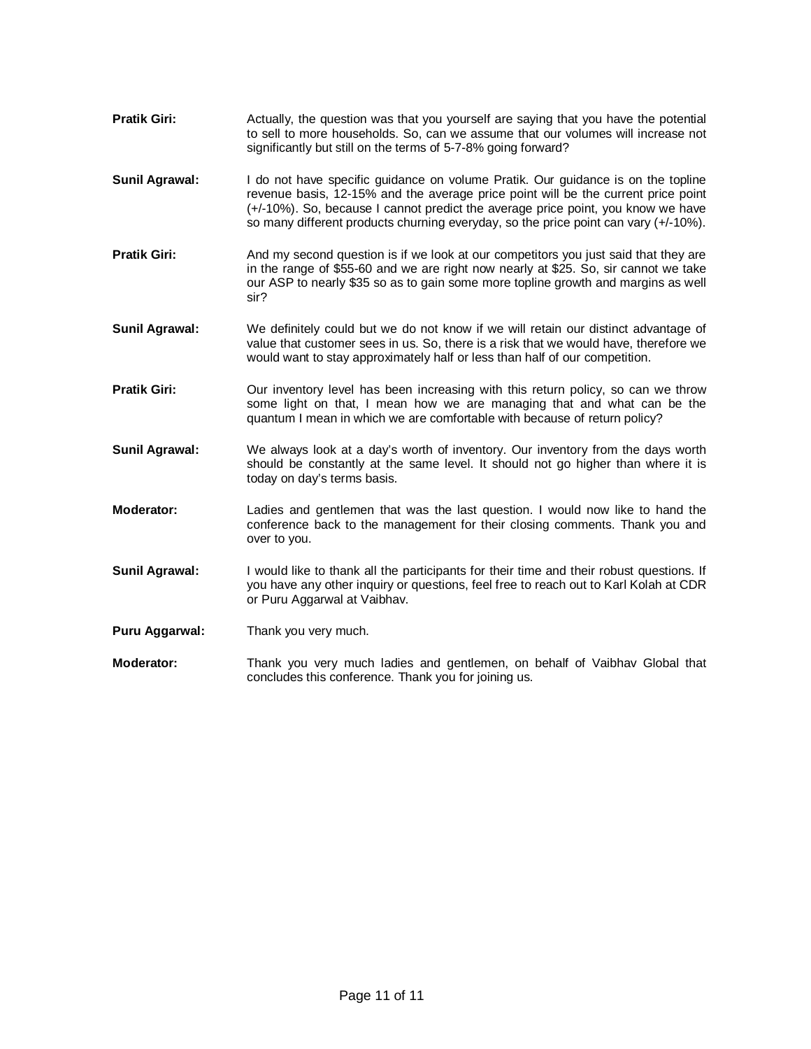**Pratik Giri:** Actually, the question was that you yourself are saying that you have the potential to sell to more households. So, can we assume that our volumes will increase not significantly but still on the terms of 5-7-8% going forward?

**Sunil Agrawal:** I do not have specific guidance on volume Pratik. Our guidance is on the topline revenue basis, 12-15% and the average price point will be the current price point (+/-10%). So, because I cannot predict the average price point, you know we have so many different products churning everyday, so the price point can vary (+/-10%).

**Pratik Giri:** And my second question is if we look at our competitors you just said that they are in the range of $55-60 and we are right now nearly at $25. So, sir cannot we take our ASP to nearly $35 so as to gain some more topline growth and margins as well sir?

**Sunil Agrawal:** We definitely could but we do not know if we will retain our distinct advantage of value that customer sees in us. So, there is a risk that we would have, therefore we would want to stay approximately half or less than half of our competition.

**Pratik Giri:** Our inventory level has been increasing with this return policy, so can we throw some light on that, I mean how we are managing that and what can be the quantum I mean in which we are comfortable with because of return policy?

**Sunil Agrawal:** We always look at a day's worth of inventory. Our inventory from the days worth should be constantly at the same level. It should not go higher than where it is today on day's terms basis.

**Moderator:** Ladies and gentlemen that was the last question. I would now like to hand the conference back to the management for their closing comments. Thank you and over to you.

**Sunil Agrawal:** I would like to thank all the participants for their time and their robust questions. If you have any other inquiry or questions, feel free to reach out to Karl Kolah at CDR or Puru Aggarwal at Vaibhav.

**Puru Aggarwal:** Thank you very much.

**Moderator:** Thank you very much ladies and gentlemen, on behalf of Vaibhav Global that concludes this conference. Thank you for joining us.